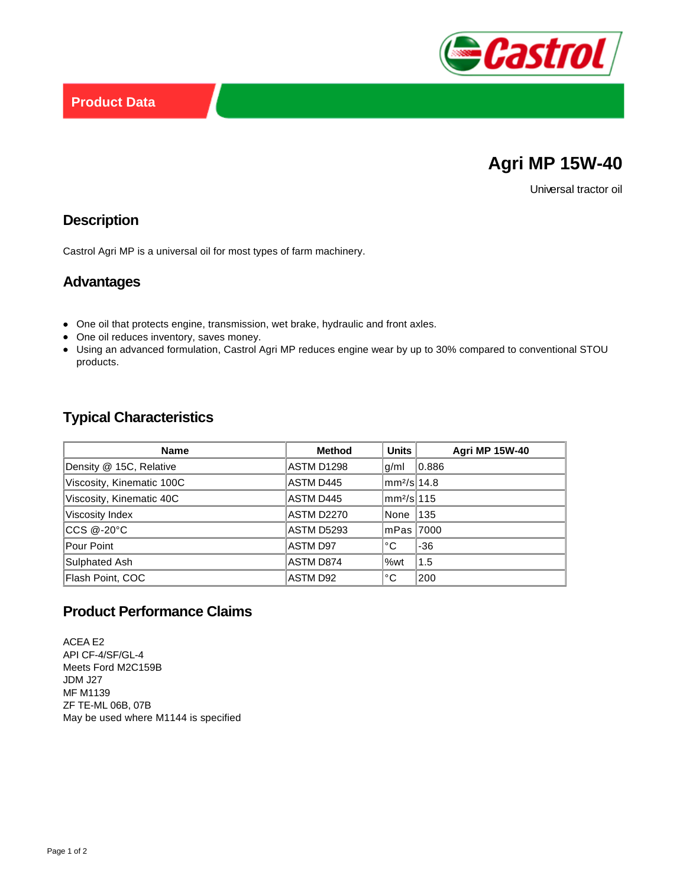Product Data

# Agri MP 15W-40

Universal tractor oil

## Description

Castrol Agri MP is a universal oil for most types of farm machinery.

## Advantages

- One oil that protects engine, transmission, wet brake, hydraulic and front axles.
- One oil reduces inventory, saves money.
- Using an advanced formulation, Castrol Agri MP reduces engine wear by up to 30% compared to conventional STOU products.

## Typical Characteristics

| Name | Method | Units | Agri MP 15W-40 |
|---|---|---|---|
| Density @ 15C, Relative | ASTM D1298 | g/ml | 0.886 |
| Viscosity, Kinematic 100C | ASTM D445 | $mm^2/s$ | 14.8 |
| Viscosity, Kinematic 40C | ASTM D445 | $mm^2/s$ | 115 |
| Viscosity Index | ASTM D2270 | None | 135 |
| CCS @-20°C | ASTM D5293 | mPas | 7000 |
| Pour Point | ASTM D97 | °C | -36 |
| Sulphated Ash | ASTM D874 | %wt | 1.5 |
| Flash Point, COC | ASTM D92 | °C | 200 |

## Product Performance Claims

ACEA E2
API CF-4/SF/GL-4
Meets Ford M2C159B
JDM J27
MF M1139
ZF TE-ML 06B, 07B
May be used where M1144 is specified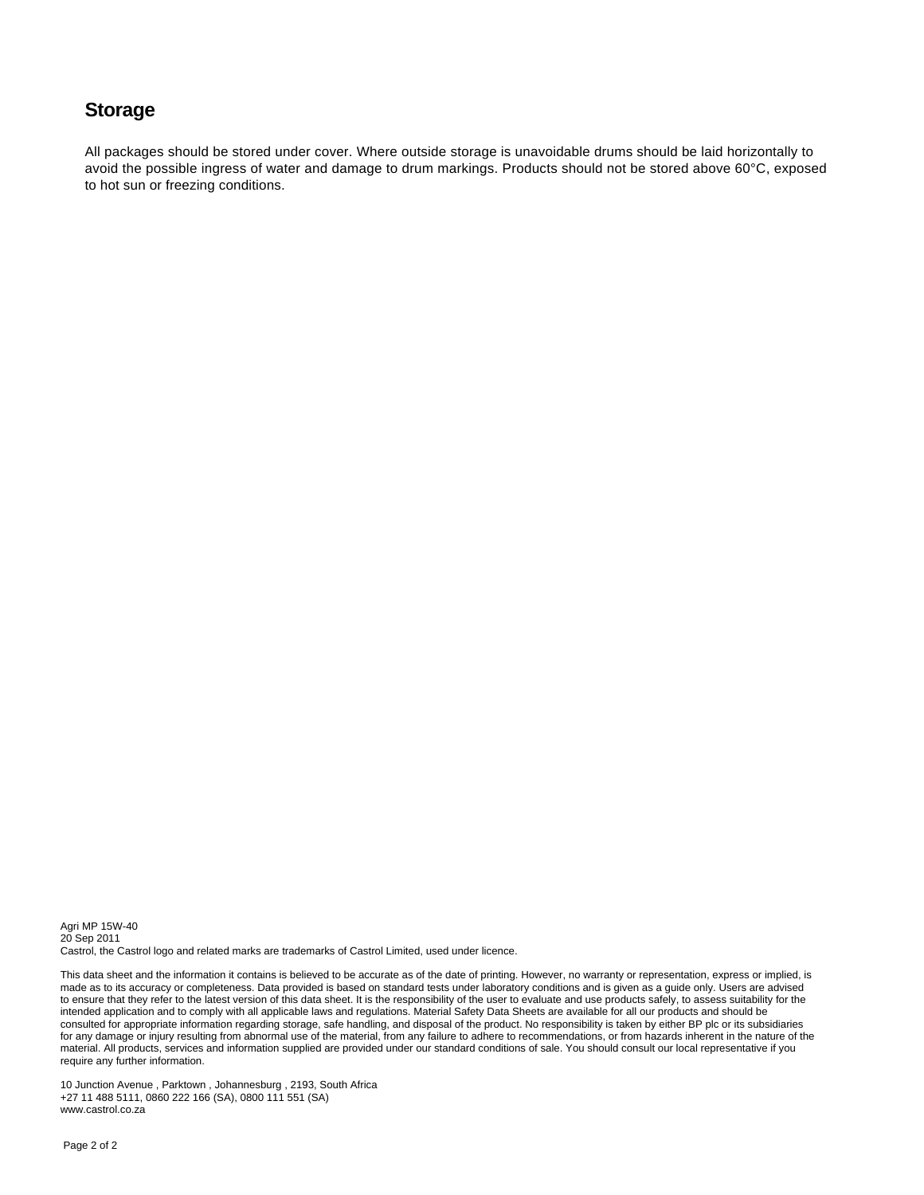## Storage

All packages should be stored under cover. Where outside storage is unavoidable drums should be laid horizontally to avoid the possible ingress of water and damage to drum markings. Products should not be stored above 60°C, exposed to hot sun or freezing conditions.

Agri MP 15W-40
20 Sep 2011
Castrol, the Castrol logo and related marks are trademarks of Castrol Limited, used under licence.

This data sheet and the information it contains is believed to be accurate as of the date of printing. However, no warranty or representation, express or implied, is made as to its accuracy or completeness. Data provided is based on standard tests under laboratory conditions and is given as a guide only. Users are advised to ensure that they refer to the latest version of this data sheet. It is the responsibility of the user to evaluate and use products safely, to assess suitability for the intended application and to comply with all applicable laws and regulations. Material Safety Data Sheets are available for all our products and should be consulted for appropriate information regarding storage, safe handling, and disposal of the product. No responsibility is taken by either BP plc or its subsidiaries for any damage or injury resulting from abnormal use of the material, from any failure to adhere to recommendations, or from hazards inherent in the nature of the material. All products, services and information supplied are provided under our standard conditions of sale. You should consult our local representative if you require any further information.

10 Junction Avenue , Parktown , Johannesburg , 2193, South Africa
+27 11 488 5111, 0860 222 166 (SA), 0800 111 551 (SA)
www.castrol.co.za